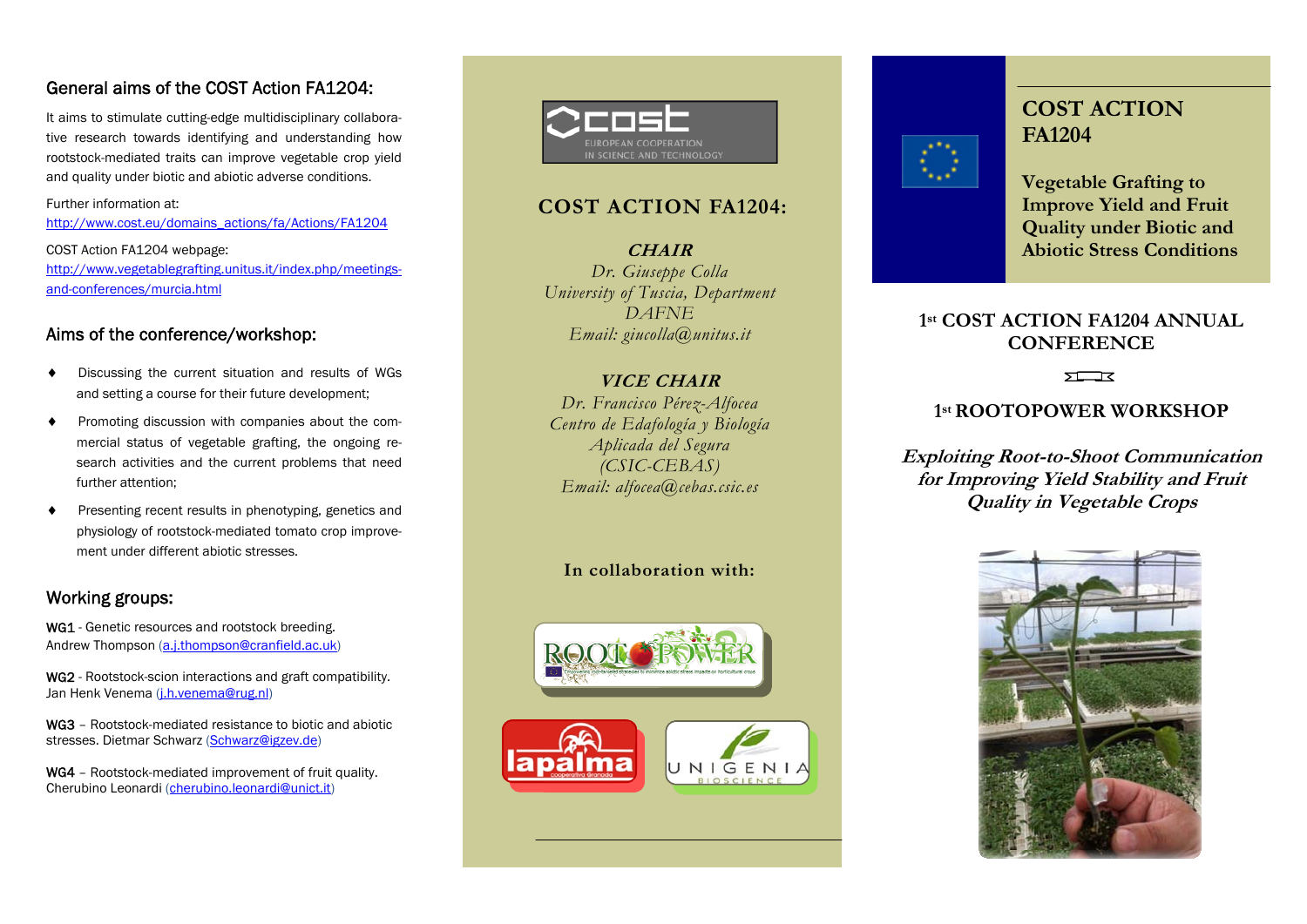## General aims of the COST Action FA1204:

It aims to stimulate cutting-edge multidisciplinary collaborative research towards identifying and understanding how rootstock-mediated traits can improve vegetable crop yield and quality under biotic and abiotic adverse conditions.

Further information at:
http://www.cost.eu/domains_actions/fa/Actions/FA1204

COST Action FA1204 webpage:
http://www.vegetablegrafting.unitus.it/index.php/meetings-and-conferences/murcia.html

## Aims of the conference/workshop:

- Discussing the current situation and results of WGs and setting a course for their future development;
- Promoting discussion with companies about the commercial status of vegetable grafting, the ongoing research activities and the current problems that need further attention;
- Presenting recent results in phenotyping, genetics and physiology of rootstock-mediated tomato crop improvement under different abiotic stresses.

## Working groups:

WG1 - Genetic resources and rootstock breeding.
Andrew Thompson (a.j.thompson@cranfield.ac.uk)

WG2 - Rootstock-scion interactions and graft compatibility.
Jan Henk Venema (j.h.venema@rug.nl)

WG3 – Rootstock-mediated resistance to biotic and abiotic stresses. Dietmar Schwarz (Schwarz@igzev.de)

WG4 – Rootstock-mediated improvement of fruit quality.
Cherubino Leonardi (cherubino.leonardi@unict.it)

cost
EUROPEAN COOPERATION IN SCIENCE AND TECHNOLOGY

## COST ACTION FA1204:

***CHAIR***

*Dr. Giuseppe Colla*
*University of Tuscia, Department DAFNE*
*Email: giucolla@unitus.it*

***VICE CHAIR***

*Dr. Francisco Pérez-Alfocea*
*Centro de Edafología y Biología Aplicada del Segura (CSIC-CEBAS)*
*Email: alfocea@cebas.csic.es*

**In collaboration with:**

ROOTOPOWER

lapalma cooperativa Granada

UNIGENIA BIOSCIENCE

# COST ACTION FA1204

## Vegetable Grafting to Improve Yield and Fruit Quality under Biotic and Abiotic Stress Conditions

## 1st COST ACTION FA1204 ANNUAL CONFERENCE

## 1st ROOTOPOWER WORKSHOP

***Exploiting Root-to-Shoot Communication for Improving Yield Stability and Fruit Quality in Vegetable Crops***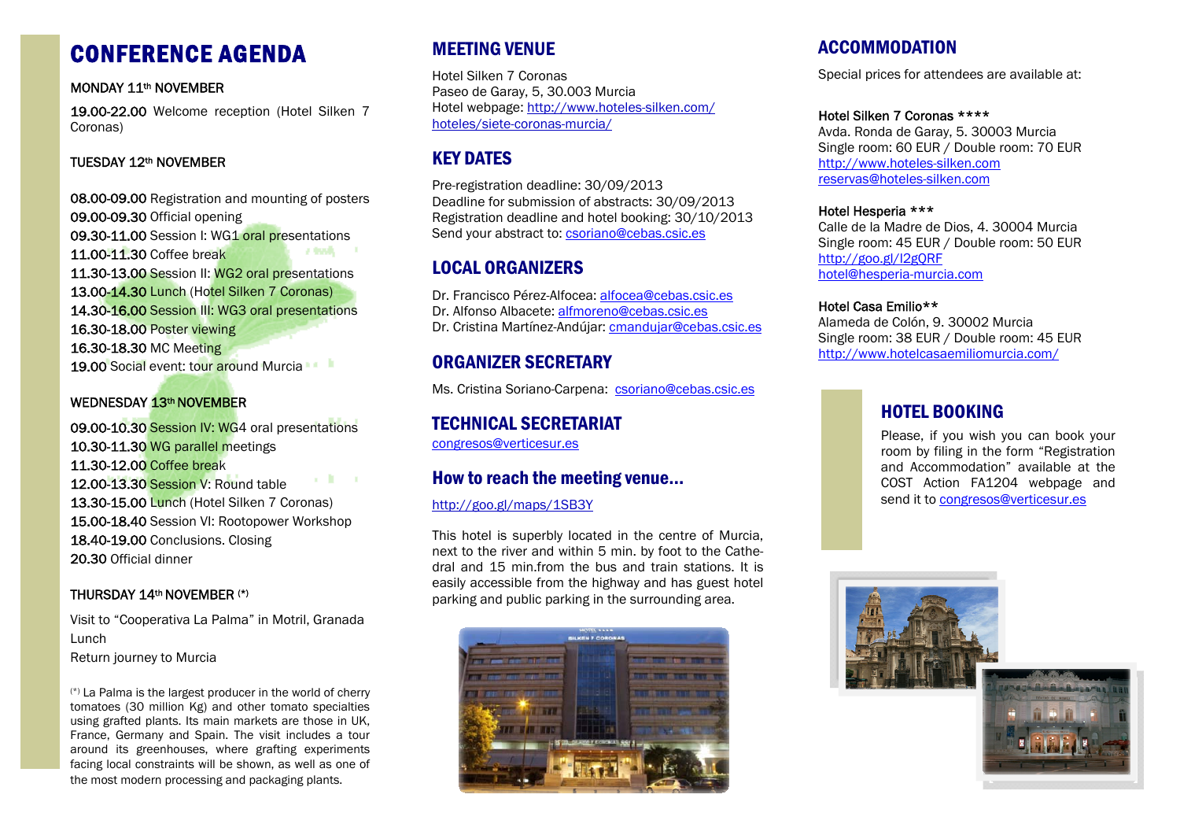# CONFERENCE AGENDA

MONDAY 11th NOVEMBER

19.00-22.00 Welcome reception (Hotel Silken 7 Coronas)

TUESDAY 12th NOVEMBER

08.00-09.00 Registration and mounting of posters
09.00-09.30 Official opening
09.30-11.00 Session I: WG1 oral presentations
11.00-11.30 Coffee break
11.30-13.00 Session II: WG2 oral presentations
13.00-14.30 Lunch (Hotel Silken 7 Coronas)
14.30-16.00 Session III: WG3 oral presentations
16.30-18.00 Poster viewing
16.30-18.30 MC Meeting
19.00 Social event: tour around Murcia

WEDNESDAY 13th NOVEMBER

09.00-10.30 Session IV: WG4 oral presentations
10.30-11.30 WG parallel meetings
11.30-12.00 Coffee break
12.00-13.30 Session V: Round table
13.30-15.00 Lunch (Hotel Silken 7 Coronas)
15.00-18.40 Session VI: Rootopower Workshop
18.40-19.00 Conclusions. Closing
20.30 Official dinner

THURSDAY 14th NOVEMBER (*)

Visit to “Cooperativa La Palma” in Motril, Granada
Lunch
Return journey to Murcia

(*) La Palma is the largest producer in the world of cherry tomatoes (30 million Kg) and other tomato specialties using grafted plants. Its main markets are those in UK, France, Germany and Spain. The visit includes a tour around its greenhouses, where grafting experiments facing local constraints will be shown, as well as one of the most modern processing and packaging plants.

## MEETING VENUE

Hotel Silken 7 Coronas
Paseo de Garay, 5, 30.003 Murcia
Hotel webpage: http://www.hoteles-silken.com/hoteles/siete-coronas-murcia/

## KEY DATES

Pre-registration deadline: 30/09/2013
Deadline for submission of abstracts: 30/09/2013
Registration deadline and hotel booking: 30/10/2013
Send your abstract to: csoriano@cebas.csic.es

## LOCAL ORGANIZERS

Dr. Francisco Pérez-Alfocea: alfocea@cebas.csic.es
Dr. Alfonso Albacete: alfmoreno@cebas.csic.es
Dr. Cristina Martínez-Andújar: cmandujar@cebas.csic.es

## ORGANIZER SECRETARY

Ms. Cristina Soriano-Carpena: csoriano@cebas.csic.es

## TECHNICAL SECRETARIAT

congresos@verticesur.es

## How to reach the meeting venue...

http://goo.gl/maps/1SB3Y

This hotel is superbly located in the centre of Murcia, next to the river and within 5 min. by foot to the Cathedral and 15 min.from the bus and train stations. It is easily accessible from the highway and has guest hotel parking and public parking in the surrounding area.

## ACCOMMODATION

Special prices for attendees are available at:

**Hotel Silken 7 Coronas ****** 
Avda. Ronda de Garay, 5. 30003 Murcia
Single room: 60 EUR / Double room: 70 EUR
http://www.hoteles-silken.com
reservas@hoteles-silken.com

**Hotel Hesperia *****
Calle de la Madre de Dios, 4. 30004 Murcia
Single room: 45 EUR / Double room: 50 EUR
http://goo.gl/I2gQRF
hotel@hesperia-murcia.com

**Hotel Casa Emilio****
Alameda de Colón, 9. 30002 Murcia
Single room: 38 EUR / Double room: 45 EUR
http://www.hotelcasaemiliomurcia.com/

## HOTEL BOOKING

Please, if you wish you can book your room by filing in the form “Registration and Accommodation” available at the COST Action FA1204 webpage and send it to congresos@verticesur.es